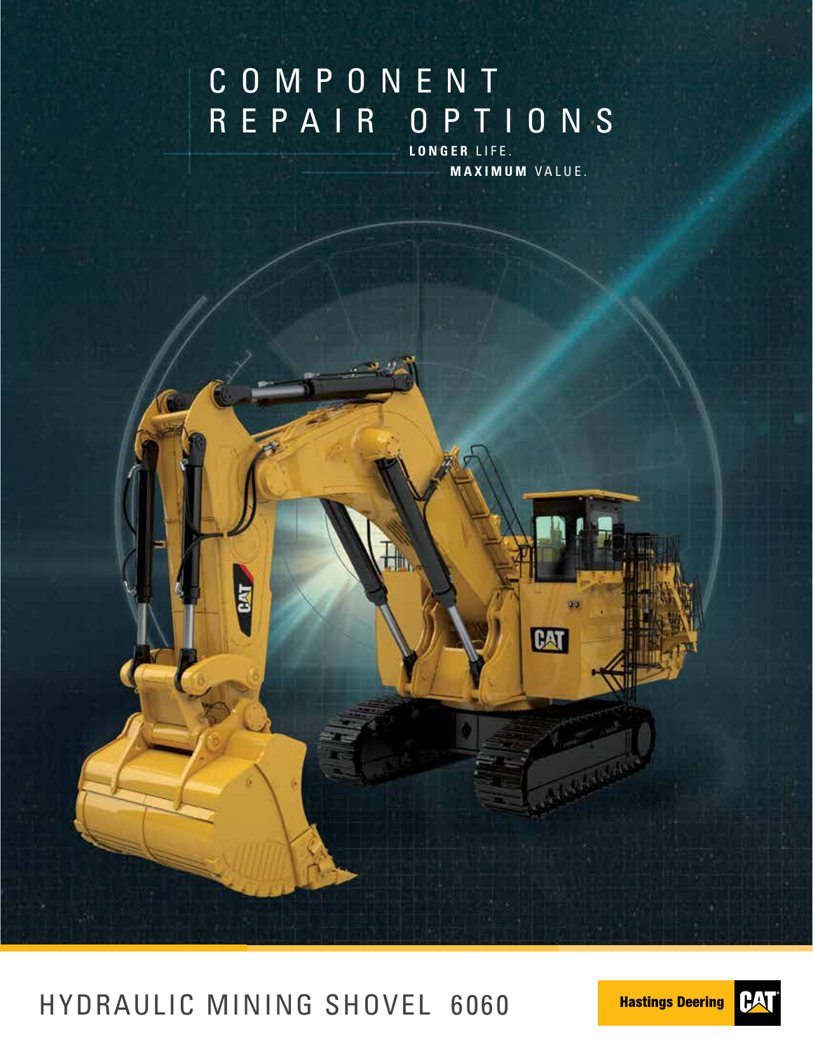# COMPONENT REPAIR OPTIONS

**LONGER** LIFE.

**MAXIMUM** VALUE.

## HYDRAULIC MINING SHOVEL 6060

Hastings Deering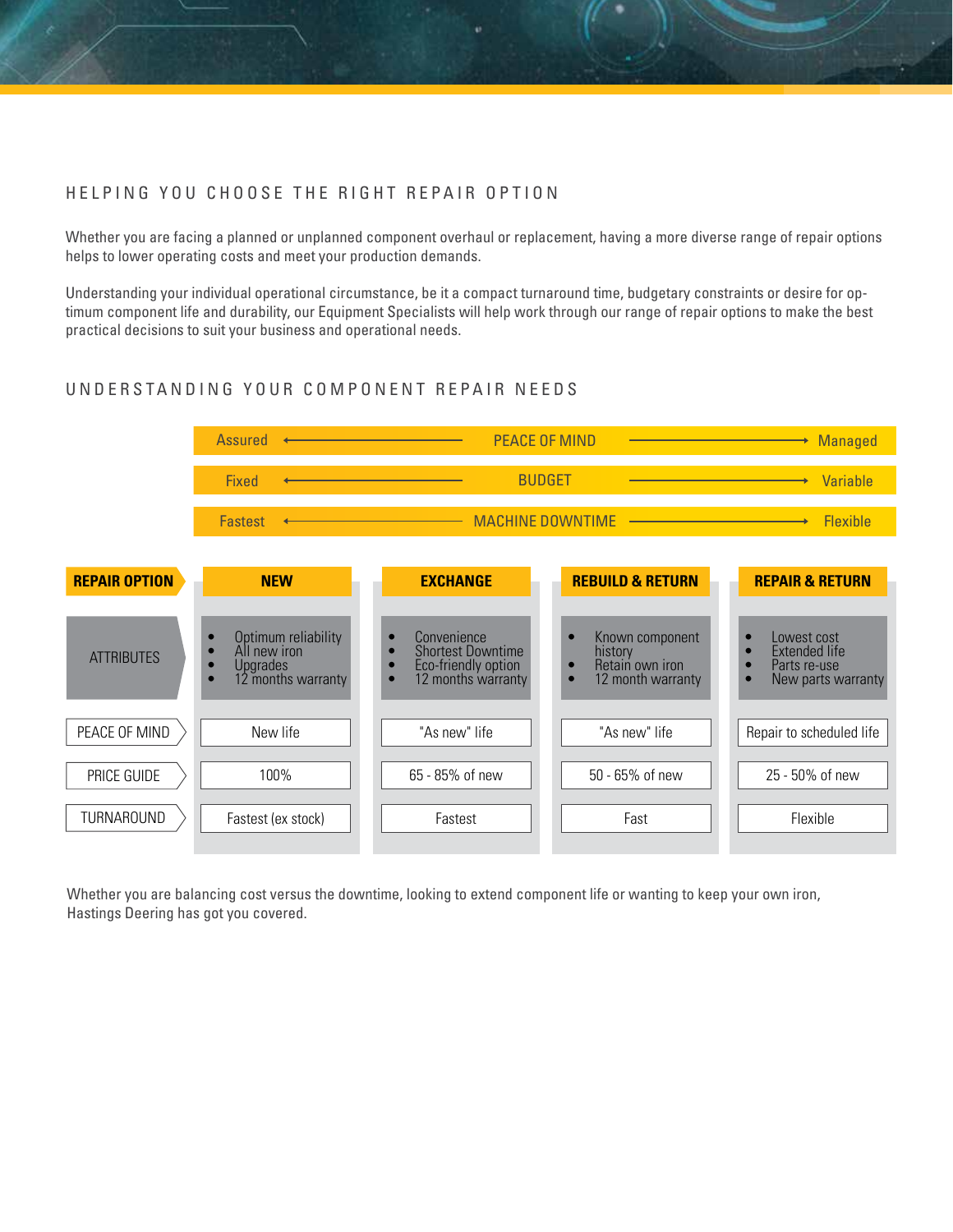## HELPING YOU CHOOSE THE RIGHT REPAIR OPTION

Whether you are facing a planned or unplanned component overhaul or replacement, having a more diverse range of repair options helps to lower operating costs and meet your production demands.

Understanding your individual operational circumstance, be it a compact turnaround time, budgetary constraints or desire for optimum component life and durability, our Equipment Specialists will help work through our range of repair options to make the best practical decisions to suit your business and operational needs.

## UNDERSTANDING YOUR COMPONENT REPAIR NEEDS

| | | |
|---|---|---|
| Assured ← | PEACE OF MIND | → Managed |
| Fixed ← | BUDGET | → Variable |
| Fastest ← | MACHINE DOWNTIME | → Flexible |

| REPAIR OPTION | NEW | EXCHANGE | REBUILD & RETURN | REPAIR & RETURN |
|---|---|---|---|---|
| ATTRIBUTES | • Optimum reliability<br>• All new iron<br>• Upgrades<br>• 12 months warranty | • Convenience<br>• Shortest Downtime<br>• Eco-friendly option<br>• 12 months warranty | • Known component history<br>• Retain own iron<br>• 12 month warranty | • Lowest cost<br>• Extended life<br>• Parts re-use<br>• New parts warranty |
| PEACE OF MIND | New life | "As new" life | "As new" life | Repair to scheduled life |
| PRICE GUIDE | 100% | 65 - 85% of new | 50 - 65% of new | 25 - 50% of new |
| TURNAROUND | Fastest (ex stock) | Fastest | Fast | Flexible |

Whether you are balancing cost versus the downtime, looking to extend component life or wanting to keep your own iron, Hastings Deering has got you covered.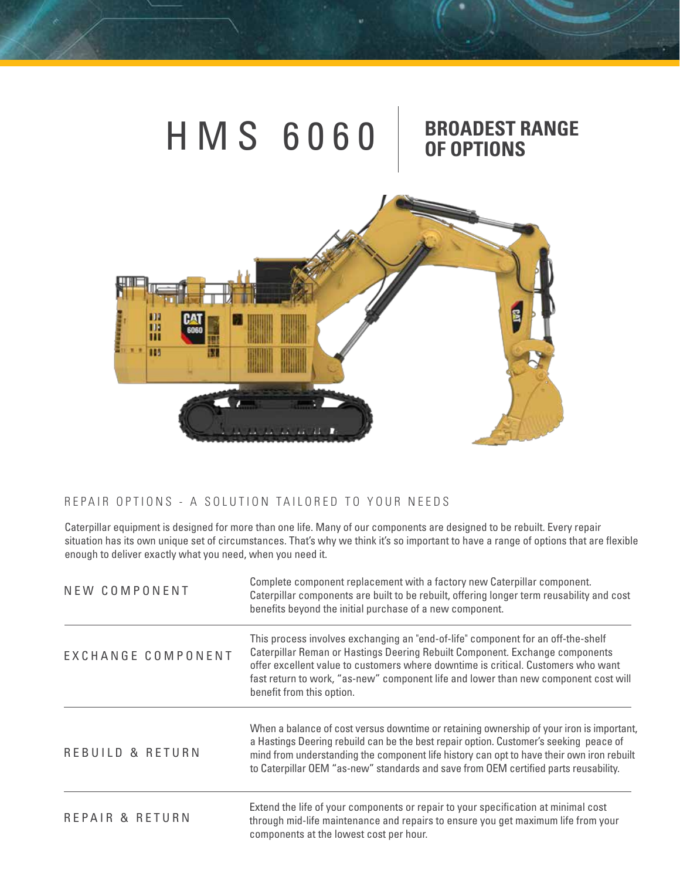# HMS 6060 | BROADEST RANGE OF OPTIONS

## REPAIR OPTIONS - A SOLUTION TAILORED TO YOUR NEEDS

Caterpillar equipment is designed for more than one life. Many of our components are designed to be rebuilt. Every repair situation has its own unique set of circumstances. That's why we think it's so important to have a range of options that are flexible enough to deliver exactly what you need, when you need it.

| | |
|---|---|
| NEW COMPONENT | Complete component replacement with a factory new Caterpillar component. Caterpillar components are built to be rebuilt, offering longer term reusability and cost benefits beyond the initial purchase of a new component. |
| EXCHANGE COMPONENT | This process involves exchanging an "end-of-life" component for an off-the-shelf Caterpillar Reman or Hastings Deering Rebuilt Component. Exchange components offer excellent value to customers where downtime is critical. Customers who want fast return to work, "as-new" component life and lower than new component cost will benefit from this option. |
| REBUILD & RETURN | When a balance of cost versus downtime or retaining ownership of your iron is important, a Hastings Deering rebuild can be the best repair option. Customer's seeking peace of mind from understanding the component life history can opt to have their own iron rebuilt to Caterpillar OEM "as-new" standards and save from OEM certified parts reusability. |
| REPAIR & RETURN | Extend the life of your components or repair to your specification at minimal cost through mid-life maintenance and repairs to ensure you get maximum life from your components at the lowest cost per hour. |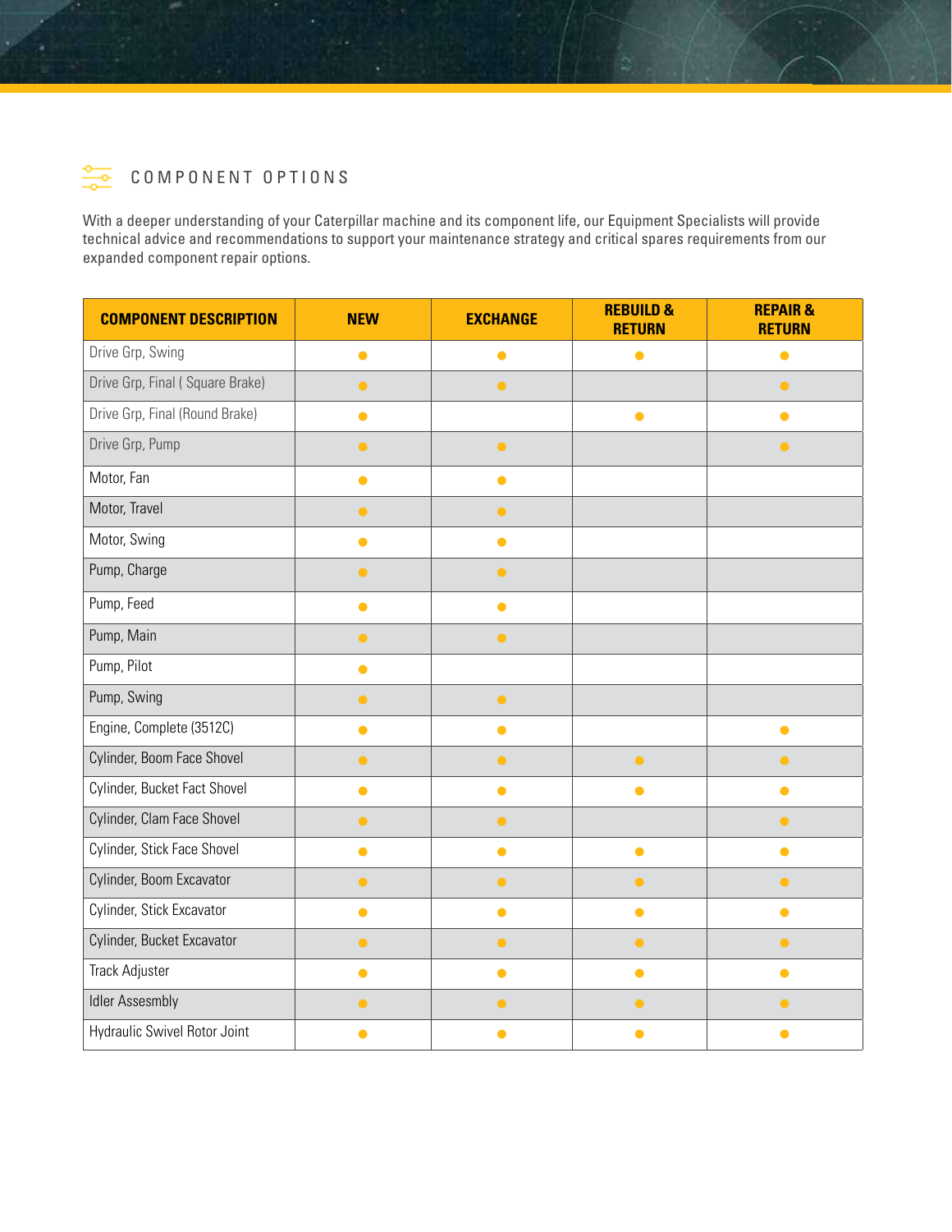## COMPONENT OPTIONS

With a deeper understanding of your Caterpillar machine and its component life, our Equipment Specialists will provide technical advice and recommendations to support your maintenance strategy and critical spares requirements from our expanded component repair options.

| COMPONENT DESCRIPTION | NEW | EXCHANGE | REBUILD & RETURN | REPAIR & RETURN |
|---|---|---|---|---|
| Drive Grp, Swing | ● | ● | ● | ● |
| Drive Grp, Final ( Square Brake) | ● | ● | | ● |
| Drive Grp, Final (Round Brake) | ● | | ● | ● |
| Drive Grp, Pump | ● | ● | | ● |
| Motor, Fan | ● | ● | | |
| Motor, Travel | ● | ● | | |
| Motor, Swing | ● | ● | | |
| Pump, Charge | ● | ● | | |
| Pump, Feed | ● | ● | | |
| Pump, Main | ● | ● | | |
| Pump, Pilot | ● | | | |
| Pump, Swing | ● | ● | | |
| Engine, Complete (3512C) | ● | ● | | ● |
| Cylinder, Boom Face Shovel | ● | ● | ● | ● |
| Cylinder, Bucket Fact Shovel | ● | ● | ● | ● |
| Cylinder, Clam Face Shovel | ● | ● | | ● |
| Cylinder, Stick Face Shovel | ● | ● | ● | ● |
| Cylinder, Boom Excavator | ● | ● | ● | ● |
| Cylinder, Stick Excavator | ● | ● | ● | ● |
| Cylinder, Bucket Excavator | ● | ● | ● | ● |
| Track Adjuster | ● | ● | ● | ● |
| Idler Assesmbly | ● | ● | ● | ● |
| Hydraulic Swivel Rotor Joint | ● | ● | ● | ● |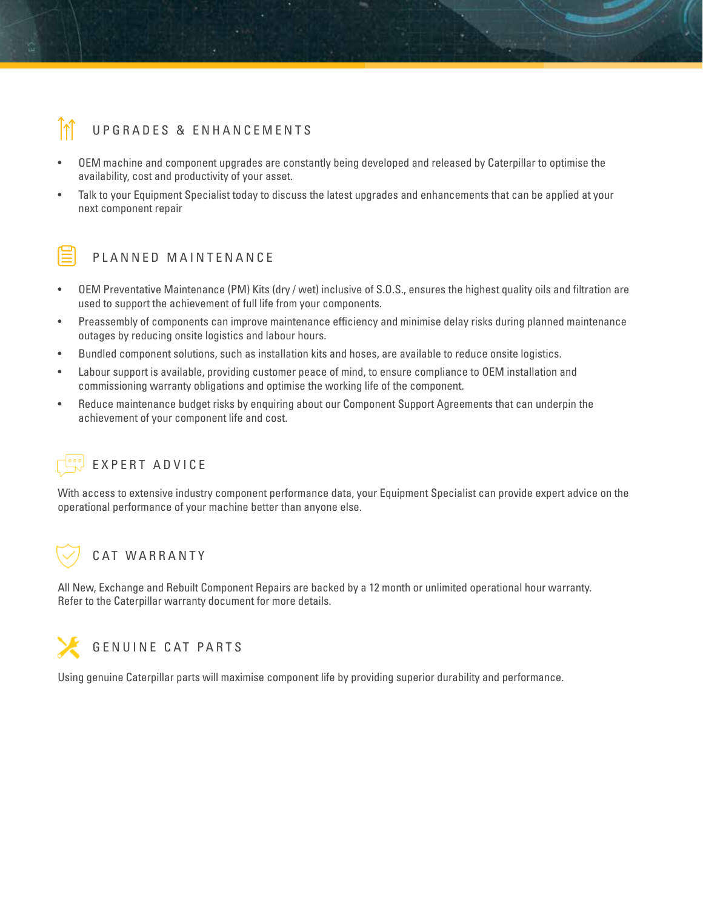## UPGRADES & ENHANCEMENTS

- OEM machine and component upgrades are constantly being developed and released by Caterpillar to optimise the availability, cost and productivity of your asset.
- Talk to your Equipment Specialist today to discuss the latest upgrades and enhancements that can be applied at your next component repair

## PLANNED MAINTENANCE

- OEM Preventative Maintenance (PM) Kits (dry / wet) inclusive of S.O.S., ensures the highest quality oils and filtration are used to support the achievement of full life from your components.
- Preassembly of components can improve maintenance efficiency and minimise delay risks during planned maintenance outages by reducing onsite logistics and labour hours.
- Bundled component solutions, such as installation kits and hoses, are available to reduce onsite logistics.
- Labour support is available, providing customer peace of mind, to ensure compliance to OEM installation and commissioning warranty obligations and optimise the working life of the component.
- Reduce maintenance budget risks by enquiring about our Component Support Agreements that can underpin the achievement of your component life and cost.

## EXPERT ADVICE

With access to extensive industry component performance data, your Equipment Specialist can provide expert advice on the operational performance of your machine better than anyone else.

## CAT WARRANTY

All New, Exchange and Rebuilt Component Repairs are backed by a 12 month or unlimited operational hour warranty. Refer to the Caterpillar warranty document for more details.

## GENUINE CAT PARTS

Using genuine Caterpillar parts will maximise component life by providing superior durability and performance.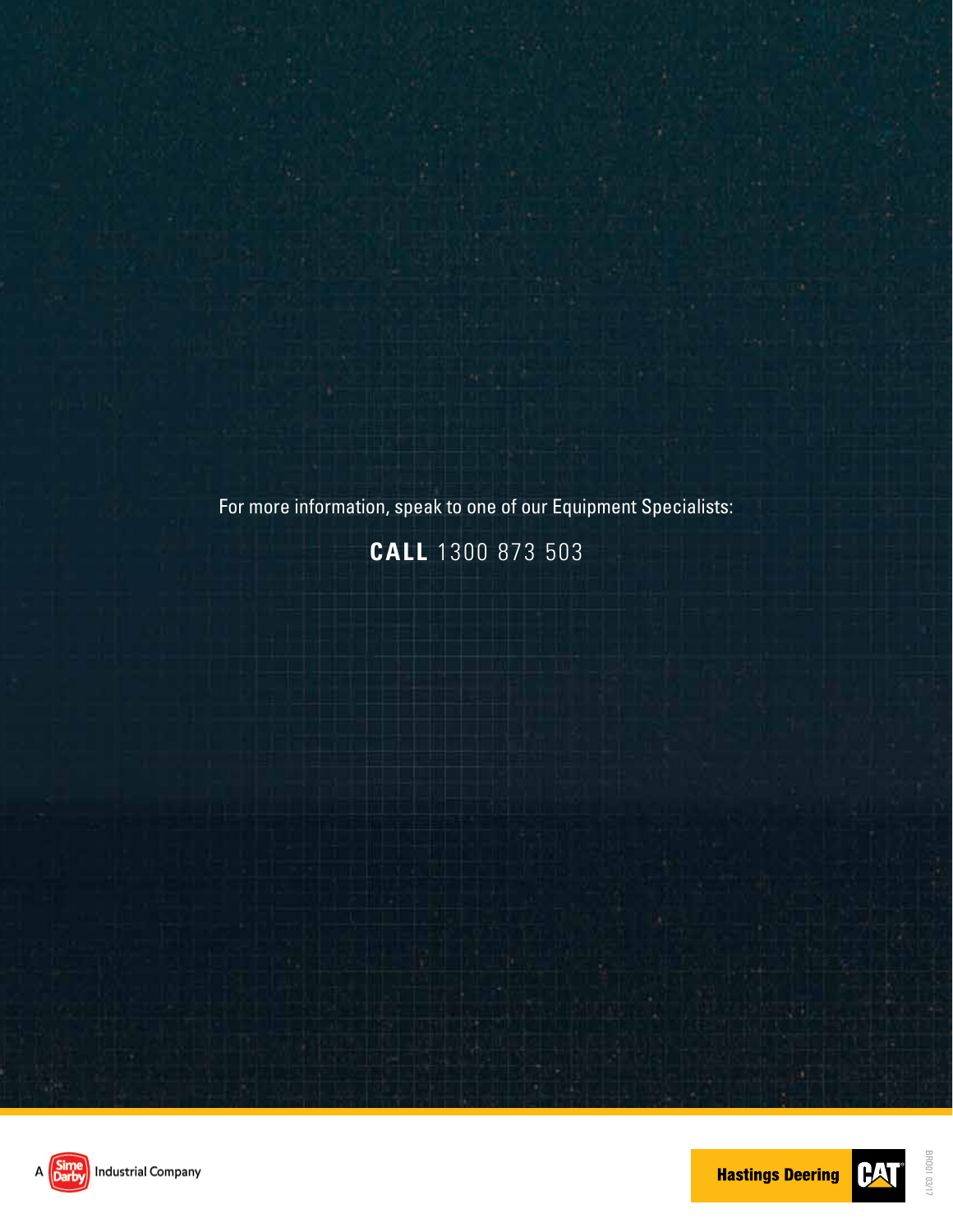For more information, speak to one of our Equipment Specialists:

**CALL** 1300 873 503

A Sime Darby Industrial Company

Hastings Deering CAT

BRO01 03/17